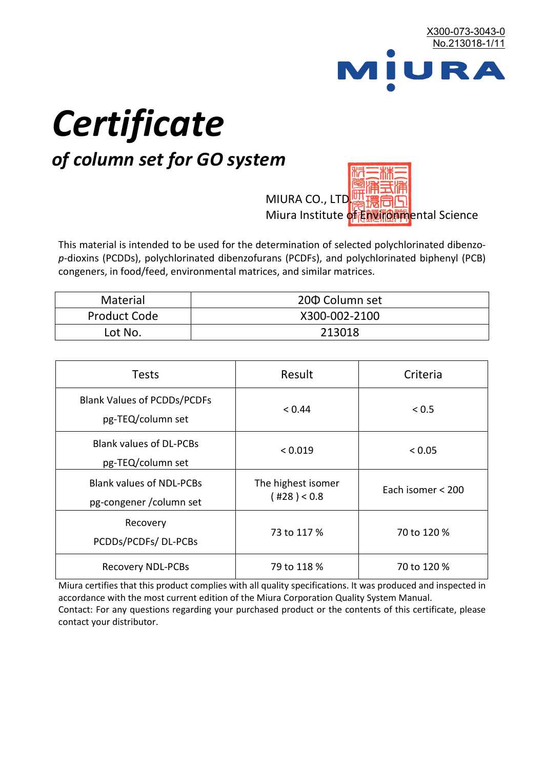X300-073-3043-0
No.213018-1/11

MIURA

# *Certificate*

## *of column set for GO system*

MIURA CO., LTD.
Miura Institute of Environmental Science

This material is intended to be used for the determination of selected polychlorinated dibenzo-*p*-dioxins (PCDDs), polychlorinated dibenzofurans (PCDFs), and polychlorinated biphenyl (PCB) congeners, in food/feed, environmental matrices, and similar matrices.

| Material | 20Φ Column set |
|---|---|
| Product Code | X300-002-2100 |
| Lot No. | 213018 |

| Tests | Result | Criteria |
|---|---|---|
| Blank Values of PCDDs/PCDFs pg-TEQ/column set | < 0.44 | < 0.5 |
| Blank values of DL-PCBs pg-TEQ/column set | < 0.019 | < 0.05 |
| Blank values of NDL-PCBs pg-congener /column set | The highest isomer ( #28 ) < 0.8 | Each isomer < 200 |
| Recovery PCDDs/PCDFs/ DL-PCBs | 73 to 117 % | 70 to 120 % |
| Recovery NDL-PCBs | 79 to 118 % | 70 to 120 % |

Miura certifies that this product complies with all quality specifications. It was produced and inspected in accordance with the most current edition of the Miura Corporation Quality System Manual.
Contact: For any questions regarding your purchased product or the contents of this certificate, please contact your distributor.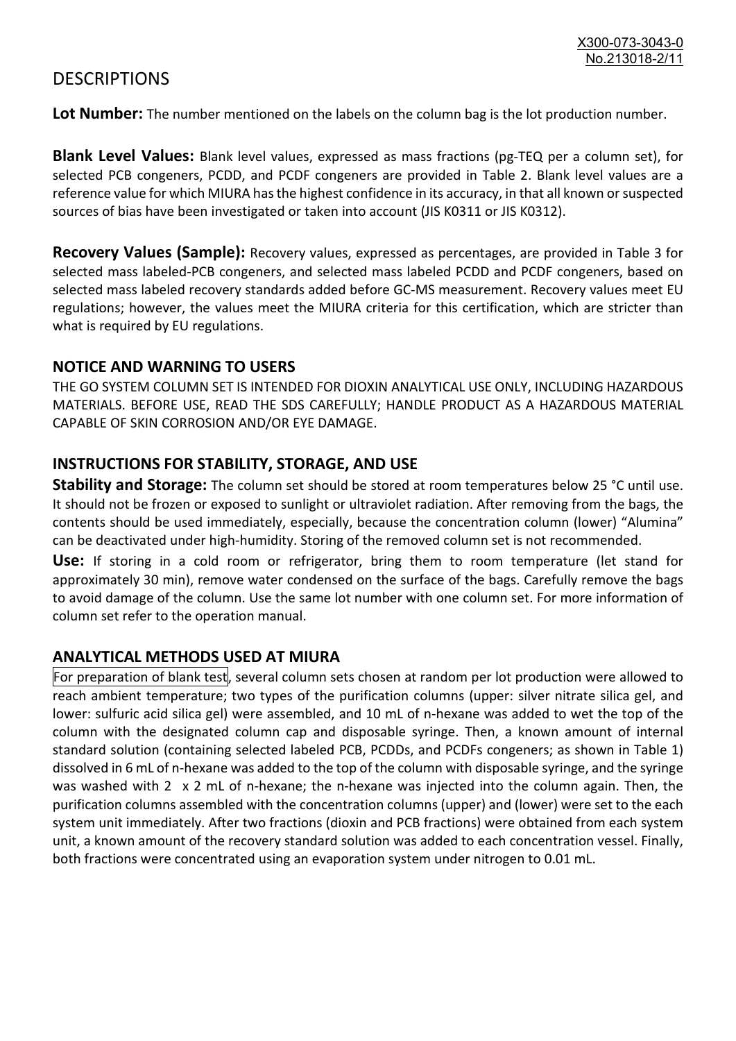# DESCRIPTIONS

**Lot Number:** The number mentioned on the labels on the column bag is the lot production number.

**Blank Level Values:** Blank level values, expressed as mass fractions (pg-TEQ per a column set), for selected PCB congeners, PCDD, and PCDF congeners are provided in Table 2. Blank level values are a reference value for which MIURA has the highest confidence in its accuracy, in that all known or suspected sources of bias have been investigated or taken into account (JIS K0311 or JIS K0312).

**Recovery Values (Sample):** Recovery values, expressed as percentages, are provided in Table 3 for selected mass labeled-PCB congeners, and selected mass labeled PCDD and PCDF congeners, based on selected mass labeled recovery standards added before GC-MS measurement. Recovery values meet EU regulations; however, the values meet the MIURA criteria for this certification, which are stricter than what is required by EU regulations.

## NOTICE AND WARNING TO USERS

THE GO SYSTEM COLUMN SET IS INTENDED FOR DIOXIN ANALYTICAL USE ONLY, INCLUDING HAZARDOUS MATERIALS. BEFORE USE, READ THE SDS CAREFULLY; HANDLE PRODUCT AS A HAZARDOUS MATERIAL CAPABLE OF SKIN CORROSION AND/OR EYE DAMAGE.

## INSTRUCTIONS FOR STABILITY, STORAGE, AND USE

**Stability and Storage:** The column set should be stored at room temperatures below 25 °C until use. It should not be frozen or exposed to sunlight or ultraviolet radiation. After removing from the bags, the contents should be used immediately, especially, because the concentration column (lower) "Alumina" can be deactivated under high-humidity. Storing of the removed column set is not recommended.

**Use:** If storing in a cold room or refrigerator, bring them to room temperature (let stand for approximately 30 min), remove water condensed on the surface of the bags. Carefully remove the bags to avoid damage of the column. Use the same lot number with one column set. For more information of column set refer to the operation manual.

## ANALYTICAL METHODS USED AT MIURA

For preparation of blank test, several column sets chosen at random per lot production were allowed to reach ambient temperature; two types of the purification columns (upper: silver nitrate silica gel, and lower: sulfuric acid silica gel) were assembled, and 10 mL of n-hexane was added to wet the top of the column with the designated column cap and disposable syringe. Then, a known amount of internal standard solution (containing selected labeled PCB, PCDDs, and PCDFs congeners; as shown in Table 1) dissolved in 6 mL of n-hexane was added to the top of the column with disposable syringe, and the syringe was washed with 2 x 2 mL of n-hexane; the n-hexane was injected into the column again. Then, the purification columns assembled with the concentration columns (upper) and (lower) were set to the each system unit immediately. After two fractions (dioxin and PCB fractions) were obtained from each system unit, a known amount of the recovery standard solution was added to each concentration vessel. Finally, both fractions were concentrated using an evaporation system under nitrogen to 0.01 mL.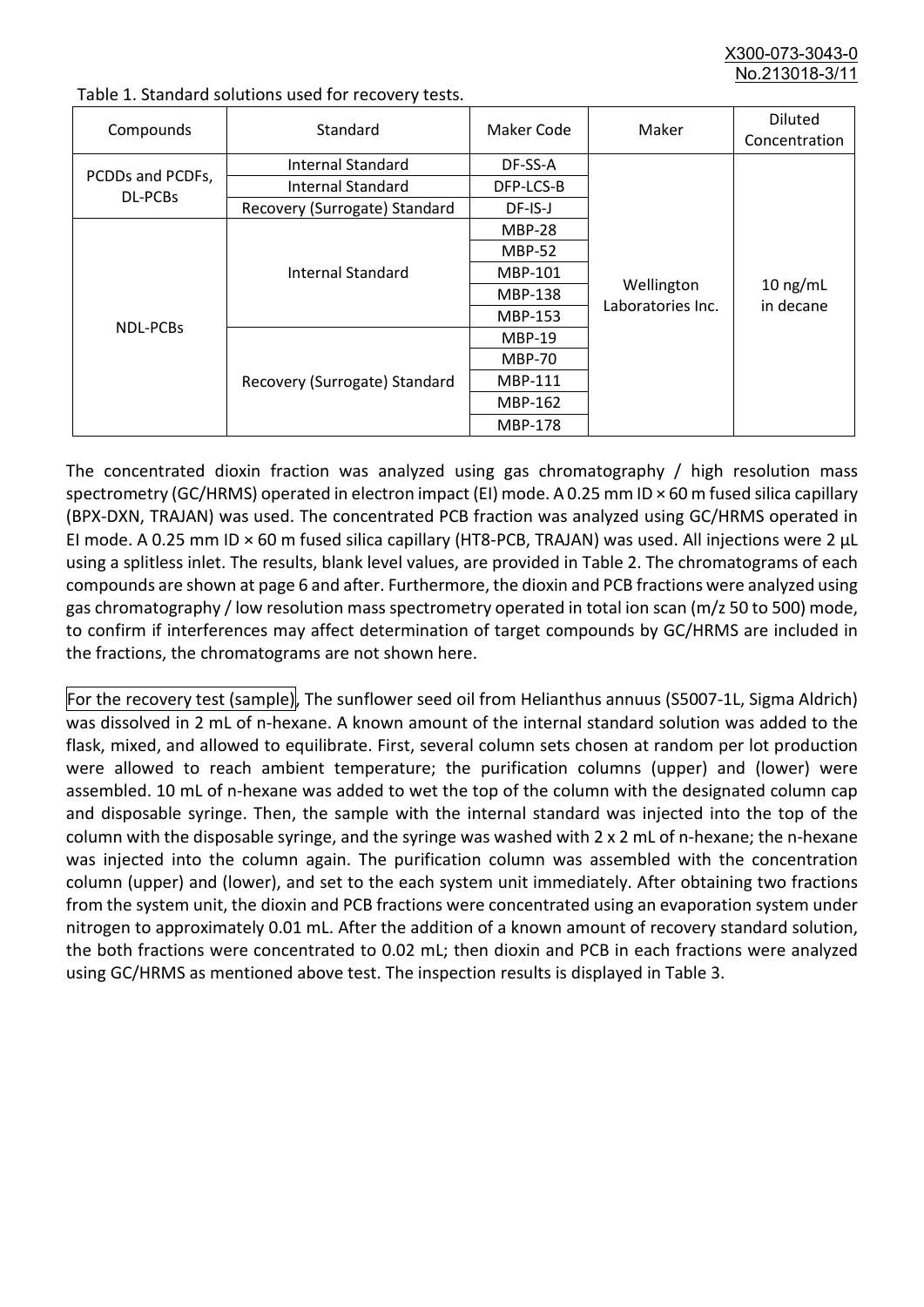Table 1. Standard solutions used for recovery tests.

| Compounds | Standard | Maker Code | Maker | Diluted Concentration |
|---|---|---|---|---|
| PCDDs and PCDFs, DL-PCBs | Internal Standard | DF-SS-A | Wellington Laboratories Inc. | 10 ng/mL in decane |
| | Internal Standard | DFP-LCS-B | | |
| | Recovery (Surrogate) Standard | DF-IS-J | | |
| NDL-PCBs | Internal Standard | MBP-28 | | |
| | | MBP-52 | | |
| | | MBP-101 | | |
| | | MBP-138 | | |
| | | MBP-153 | | |
| | Recovery (Surrogate) Standard | MBP-19 | | |
| | | MBP-70 | | |
| | | MBP-111 | | |
| | | MBP-162 | | |
| | | MBP-178 | | |

The concentrated dioxin fraction was analyzed using gas chromatography / high resolution mass spectrometry (GC/HRMS) operated in electron impact (EI) mode. A 0.25 mm ID × 60 m fused silica capillary (BPX-DXN, TRAJAN) was used. The concentrated PCB fraction was analyzed using GC/HRMS operated in EI mode. A 0.25 mm ID × 60 m fused silica capillary (HT8-PCB, TRAJAN) was used. All injections were 2 µL using a splitless inlet. The results, blank level values, are provided in Table 2. The chromatograms of each compounds are shown at page 6 and after. Furthermore, the dioxin and PCB fractions were analyzed using gas chromatography / low resolution mass spectrometry operated in total ion scan (m/z 50 to 500) mode, to confirm if interferences may affect determination of target compounds by GC/HRMS are included in the fractions, the chromatograms are not shown here.

For the recovery test (sample), The sunflower seed oil from Helianthus annuus (S5007-1L, Sigma Aldrich) was dissolved in 2 mL of n-hexane. A known amount of the internal standard solution was added to the flask, mixed, and allowed to equilibrate. First, several column sets chosen at random per lot production were allowed to reach ambient temperature; the purification columns (upper) and (lower) were assembled. 10 mL of n-hexane was added to wet the top of the column with the designated column cap and disposable syringe. Then, the sample with the internal standard was injected into the top of the column with the disposable syringe, and the syringe was washed with 2 x 2 mL of n-hexane; the n-hexane was injected into the column again. The purification column was assembled with the concentration column (upper) and (lower), and set to the each system unit immediately. After obtaining two fractions from the system unit, the dioxin and PCB fractions were concentrated using an evaporation system under nitrogen to approximately 0.01 mL. After the addition of a known amount of recovery standard solution, the both fractions were concentrated to 0.02 mL; then dioxin and PCB in each fractions were analyzed using GC/HRMS as mentioned above test. The inspection results is displayed in Table 3.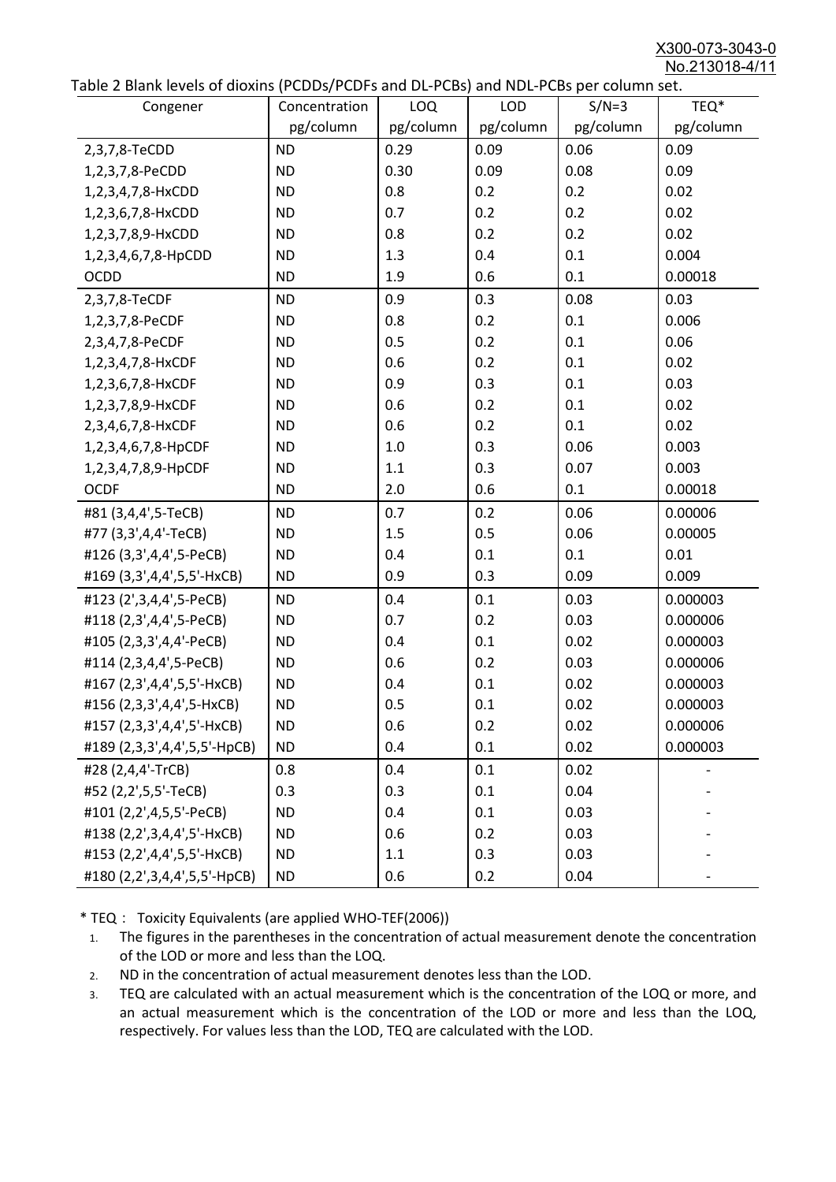Table 2 Blank levels of dioxins (PCDDs/PCDFs and DL-PCBs) and NDL-PCBs per column set.

| Congener | Concentration pg/column | LOQ pg/column | LOD pg/column | S/N=3 pg/column | TEQ* pg/column |
|---|---|---|---|---|---|
| 2,3,7,8-TeCDD | ND | 0.29 | 0.09 | 0.06 | 0.09 |
| 1,2,3,7,8-PeCDD | ND | 0.30 | 0.09 | 0.08 | 0.09 |
| 1,2,3,4,7,8-HxCDD | ND | 0.8 | 0.2 | 0.2 | 0.02 |
| 1,2,3,6,7,8-HxCDD | ND | 0.7 | 0.2 | 0.2 | 0.02 |
| 1,2,3,7,8,9-HxCDD | ND | 0.8 | 0.2 | 0.2 | 0.02 |
| 1,2,3,4,6,7,8-HpCDD | ND | 1.3 | 0.4 | 0.1 | 0.004 |
| OCDD | ND | 1.9 | 0.6 | 0.1 | 0.00018 |
| 2,3,7,8-TeCDF | ND | 0.9 | 0.3 | 0.08 | 0.03 |
| 1,2,3,7,8-PeCDF | ND | 0.8 | 0.2 | 0.1 | 0.006 |
| 2,3,4,7,8-PeCDF | ND | 0.5 | 0.2 | 0.1 | 0.06 |
| 1,2,3,4,7,8-HxCDF | ND | 0.6 | 0.2 | 0.1 | 0.02 |
| 1,2,3,6,7,8-HxCDF | ND | 0.9 | 0.3 | 0.1 | 0.03 |
| 1,2,3,7,8,9-HxCDF | ND | 0.6 | 0.2 | 0.1 | 0.02 |
| 2,3,4,6,7,8-HxCDF | ND | 0.6 | 0.2 | 0.1 | 0.02 |
| 1,2,3,4,6,7,8-HpCDF | ND | 1.0 | 0.3 | 0.06 | 0.003 |
| 1,2,3,4,7,8,9-HpCDF | ND | 1.1 | 0.3 | 0.07 | 0.003 |
| OCDF | ND | 2.0 | 0.6 | 0.1 | 0.00018 |
| #81 (3,4,4',5-TeCB) | ND | 0.7 | 0.2 | 0.06 | 0.00006 |
| #77 (3,3',4,4'-TeCB) | ND | 1.5 | 0.5 | 0.06 | 0.00005 |
| #126 (3,3',4,4',5-PeCB) | ND | 0.4 | 0.1 | 0.1 | 0.01 |
| #169 (3,3',4,4',5,5'-HxCB) | ND | 0.9 | 0.3 | 0.09 | 0.009 |
| #123 (2',3,4,4',5-PeCB) | ND | 0.4 | 0.1 | 0.03 | 0.000003 |
| #118 (2,3',4,4',5-PeCB) | ND | 0.7 | 0.2 | 0.03 | 0.000006 |
| #105 (2,3,3',4,4'-PeCB) | ND | 0.4 | 0.1 | 0.02 | 0.000003 |
| #114 (2,3,4,4',5-PeCB) | ND | 0.6 | 0.2 | 0.03 | 0.000006 |
| #167 (2,3',4,4',5,5'-HxCB) | ND | 0.4 | 0.1 | 0.02 | 0.000003 |
| #156 (2,3,3',4,4',5-HxCB) | ND | 0.5 | 0.1 | 0.02 | 0.000003 |
| #157 (2,3,3',4,4',5'-HxCB) | ND | 0.6 | 0.2 | 0.02 | 0.000006 |
| #189 (2,3,3',4,4',5,5'-HpCB) | ND | 0.4 | 0.1 | 0.02 | 0.000003 |
| #28 (2,4,4'-TrCB) | 0.8 | 0.4 | 0.1 | 0.02 | - |
| #52 (2,2',5,5'-TeCB) | 0.3 | 0.3 | 0.1 | 0.04 | - |
| #101 (2,2',4,5,5'-PeCB) | ND | 0.4 | 0.1 | 0.03 | - |
| #138 (2,2',3,4,4',5'-HxCB) | ND | 0.6 | 0.2 | 0.03 | - |
| #153 (2,2',4,4',5,5'-HxCB) | ND | 1.1 | 0.3 | 0.03 | - |
| #180 (2,2',3,4,4',5,5'-HpCB) | ND | 0.6 | 0.2 | 0.04 | - |

* TEQ： Toxicity Equivalents (are applied WHO-TEF(2006))

1. The figures in the parentheses in the concentration of actual measurement denote the concentration of the LOD or more and less than the LOQ.
2. ND in the concentration of actual measurement denotes less than the LOD.
3. TEQ are calculated with an actual measurement which is the concentration of the LOQ or more, and an actual measurement which is the concentration of the LOD or more and less than the LOQ, respectively. For values less than the LOD, TEQ are calculated with the LOD.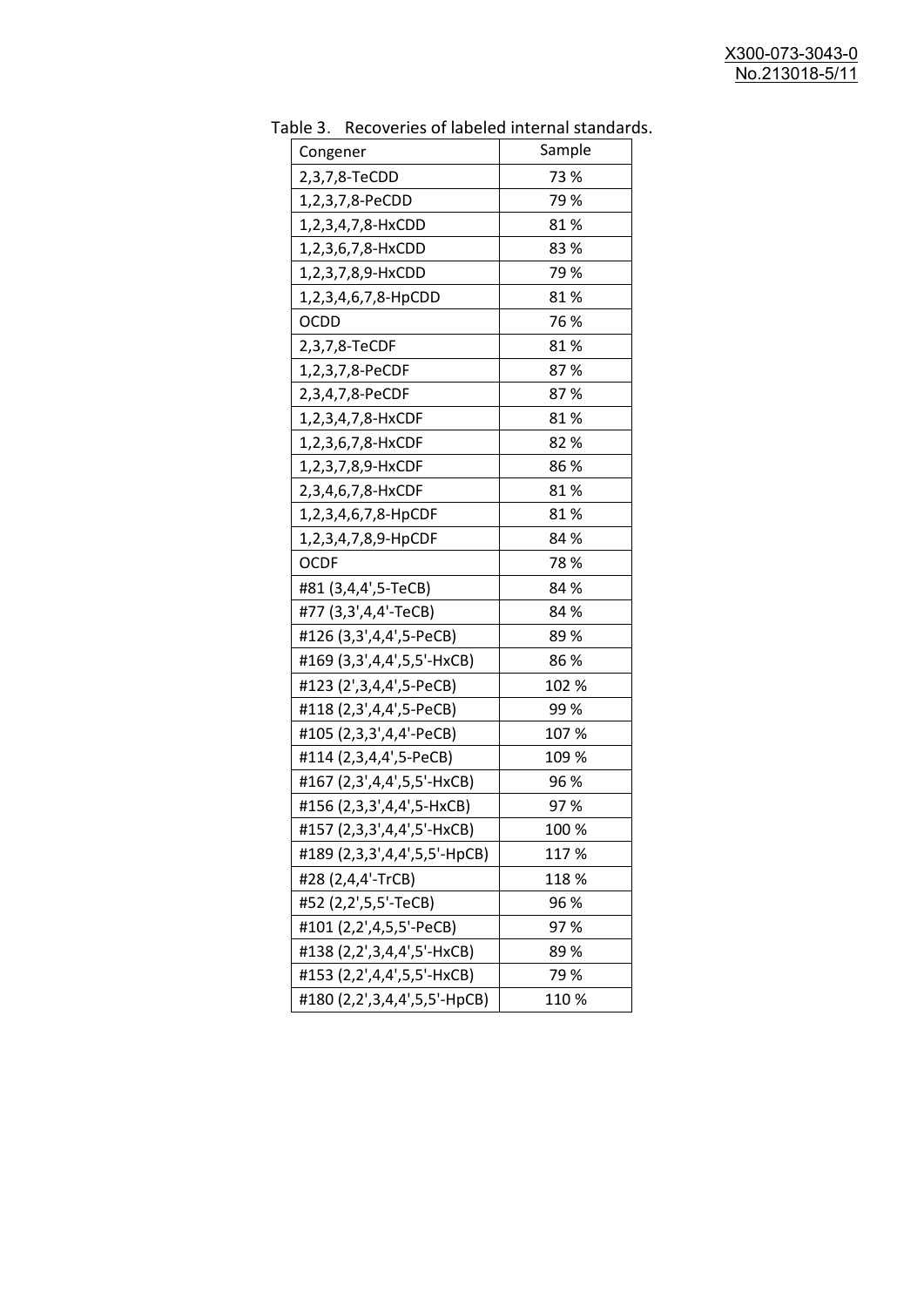Table 3. Recoveries of labeled internal standards.

| Congener | Sample |
|---|---|
| 2,3,7,8-TeCDD | 73 % |
| 1,2,3,7,8-PeCDD | 79 % |
| 1,2,3,4,7,8-HxCDD | 81 % |
| 1,2,3,6,7,8-HxCDD | 83 % |
| 1,2,3,7,8,9-HxCDD | 79 % |
| 1,2,3,4,6,7,8-HpCDD | 81 % |
| OCDD | 76 % |
| 2,3,7,8-TeCDF | 81 % |
| 1,2,3,7,8-PeCDF | 87 % |
| 2,3,4,7,8-PeCDF | 87 % |
| 1,2,3,4,7,8-HxCDF | 81 % |
| 1,2,3,6,7,8-HxCDF | 82 % |
| 1,2,3,7,8,9-HxCDF | 86 % |
| 2,3,4,6,7,8-HxCDF | 81 % |
| 1,2,3,4,6,7,8-HpCDF | 81 % |
| 1,2,3,4,7,8,9-HpCDF | 84 % |
| OCDF | 78 % |
| #81 (3,4,4',5-TeCB) | 84 % |
| #77 (3,3',4,4'-TeCB) | 84 % |
| #126 (3,3',4,4',5-PeCB) | 89 % |
| #169 (3,3',4,4',5,5'-HxCB) | 86 % |
| #123 (2',3,4,4',5-PeCB) | 102 % |
| #118 (2,3',4,4',5-PeCB) | 99 % |
| #105 (2,3,3',4,4'-PeCB) | 107 % |
| #114 (2,3,4,4',5-PeCB) | 109 % |
| #167 (2,3',4,4',5,5'-HxCB) | 96 % |
| #156 (2,3,3',4,4',5-HxCB) | 97 % |
| #157 (2,3,3',4,4',5'-HxCB) | 100 % |
| #189 (2,3,3',4,4',5,5'-HpCB) | 117 % |
| #28 (2,4,4'-TrCB) | 118 % |
| #52 (2,2',5,5'-TeCB) | 96 % |
| #101 (2,2',4,5,5'-PeCB) | 97 % |
| #138 (2,2',3,4,4',5'-HxCB) | 89 % |
| #153 (2,2',4,4',5,5'-HxCB) | 79 % |
| #180 (2,2',3,4,4',5,5'-HpCB) | 110 % |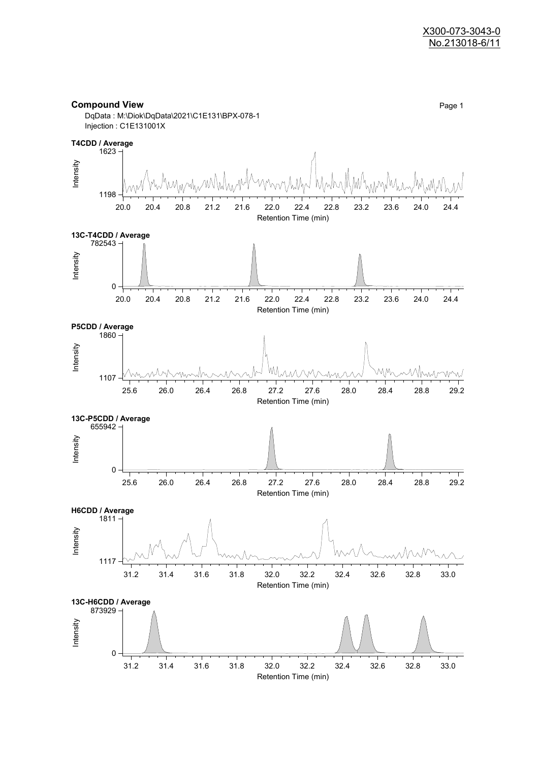X300-073-3043-0
No.213018-6/11

## Compound View

DqData : M:\Diok\DqData\2021\C1E131\BPX-078-1
Injection : C1E131001X

**T4CDD / Average**

Intensity: 1198 – 1623
Retention Time (min): 20.0 – 24.4

**13C-T4CDD / Average**

Intensity: 0 – 782543
Retention Time (min): 20.0 – 24.4

**P5CDD / Average**

Intensity: 1107 – 1860
Retention Time (min): 25.6 – 29.2

**13C-P5CDD / Average**

Intensity: 0 – 655942
Retention Time (min): 25.6 – 29.2

**H6CDD / Average**

Intensity: 1117 – 1811
Retention Time (min): 31.2 – 33.0

**13C-H6CDD / Average**

Intensity: 0 – 873929
Retention Time (min): 31.2 – 33.0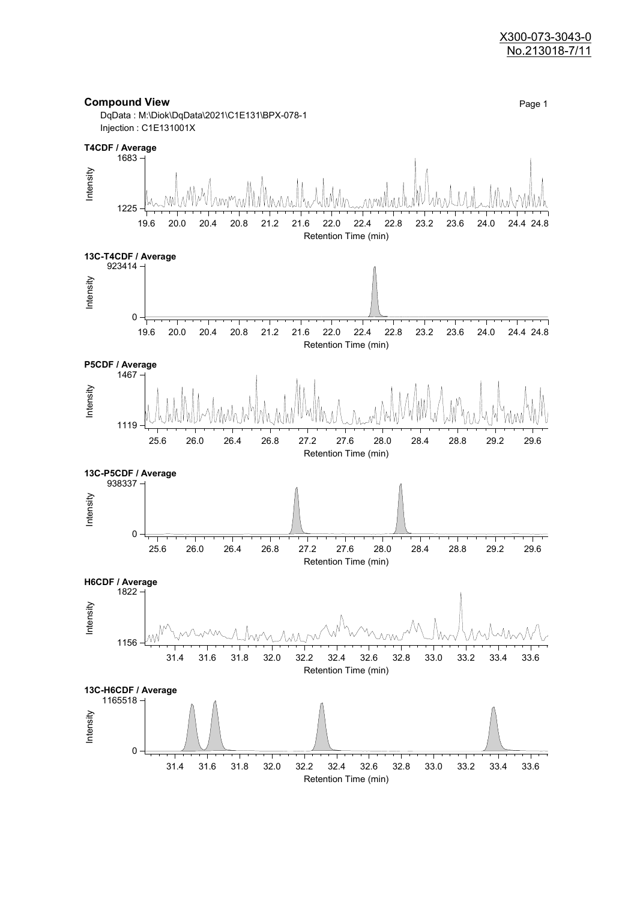X300-073-3043-0
No.213018-7/11

## Compound View

DqData : M:\Diok\DqData\2021\C1E131\BPX-078-1
Injection : C1E131001X

**T4CDF / Average**

Intensity: 1225 – 1683
Retention Time (min): 19.6 20.0 20.4 20.8 21.2 21.6 22.0 22.4 22.8 23.2 23.6 24.0 24.4 24.8

**13C-T4CDF / Average**

Intensity: 0 – 923414
Retention Time (min): 19.6 20.0 20.4 20.8 21.2 21.6 22.0 22.4 22.8 23.2 23.6 24.0 24.4 24.8

**P5CDF / Average**

Intensity: 1119 – 1467
Retention Time (min): 25.6 26.0 26.4 26.8 27.2 27.6 28.0 28.4 28.8 29.2 29.6

**13C-P5CDF / Average**

Intensity: 0 – 938337
Retention Time (min): 25.6 26.0 26.4 26.8 27.2 27.6 28.0 28.4 28.8 29.2 29.6

**H6CDF / Average**

Intensity: 1156 – 1822
Retention Time (min): 31.4 31.6 31.8 32.0 32.2 32.4 32.6 32.8 33.0 33.2 33.4 33.6

**13C-H6CDF / Average**

Intensity: 0 – 1165518
Retention Time (min): 31.4 31.6 31.8 32.0 32.2 32.4 32.6 32.8 33.0 33.2 33.4 33.6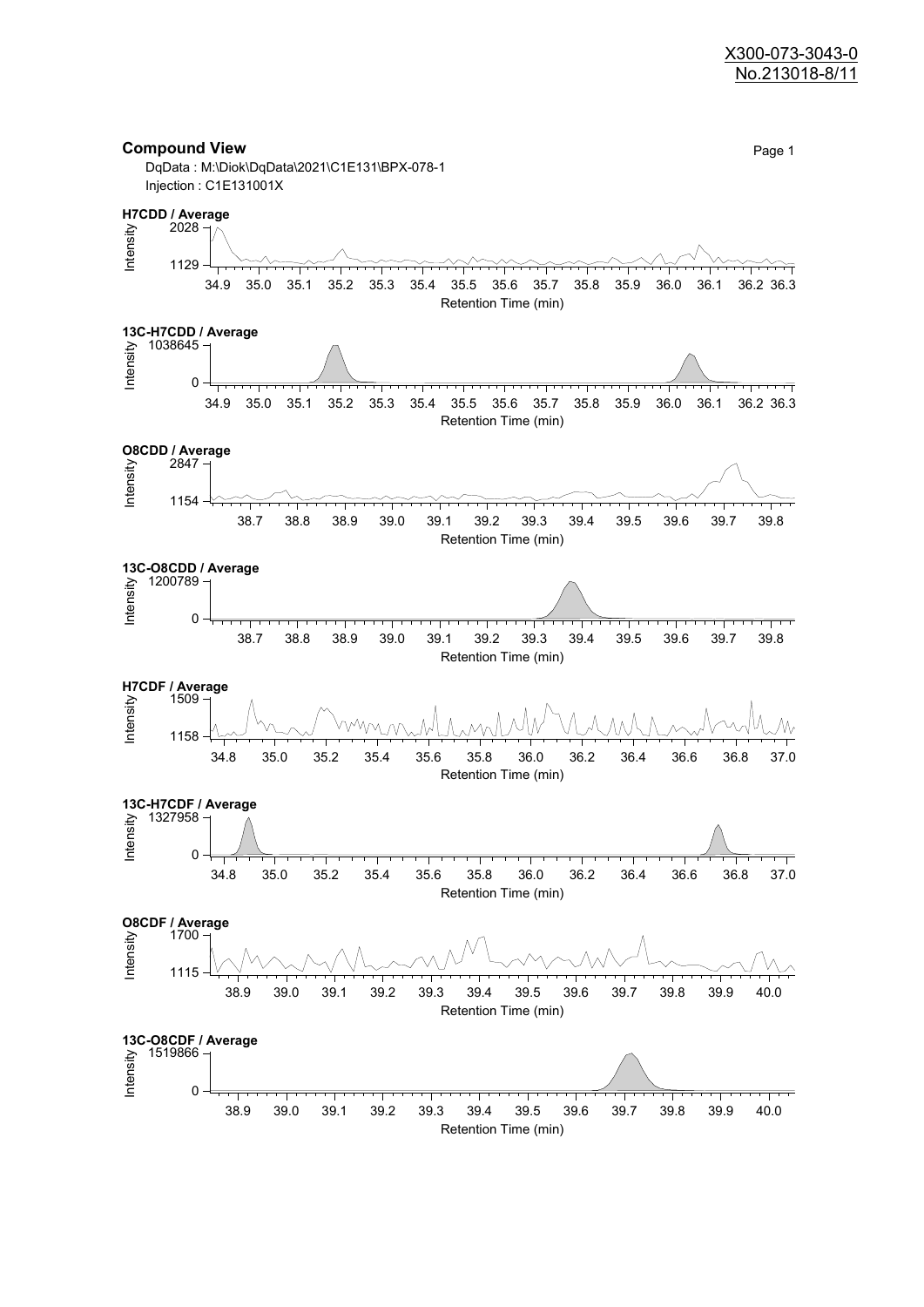X300-073-3043-0
No.213018-8/11

## Compound View

DqData : M:\Diok\DqData\2021\C1E131\BPX-078-1
Injection : C1E131001X

**H7CDD / Average**

Intensity: 1129 – 2028
Retention Time (min): 34.9 35.0 35.1 35.2 35.3 35.4 35.5 35.6 35.7 35.8 35.9 36.0 36.1 36.2 36.3

**13C-H7CDD / Average**

Intensity: 0 – 1038645
Retention Time (min): 34.9 35.0 35.1 35.2 35.3 35.4 35.5 35.6 35.7 35.8 35.9 36.0 36.1 36.2 36.3

**O8CDD / Average**

Intensity: 1154 – 2847
Retention Time (min): 38.7 38.8 38.9 39.0 39.1 39.2 39.3 39.4 39.5 39.6 39.7 39.8

**13C-O8CDD / Average**

Intensity: 0 – 1200789
Retention Time (min): 38.7 38.8 38.9 39.0 39.1 39.2 39.3 39.4 39.5 39.6 39.7 39.8

**H7CDF / Average**

Intensity: 1158 – 1509
Retention Time (min): 34.8 35.0 35.2 35.4 35.6 35.8 36.0 36.2 36.4 36.6 36.8 37.0

**13C-H7CDF / Average**

Intensity: 0 – 1327958
Retention Time (min): 34.8 35.0 35.2 35.4 35.6 35.8 36.0 36.2 36.4 36.6 36.8 37.0

**O8CDF / Average**

Intensity: 1115 – 1700
Retention Time (min): 38.9 39.0 39.1 39.2 39.3 39.4 39.5 39.6 39.7 39.8 39.9 40.0

**13C-O8CDF / Average**

Intensity: 0 – 1519866
Retention Time (min): 38.9 39.0 39.1 39.2 39.3 39.4 39.5 39.6 39.7 39.8 39.9 40.0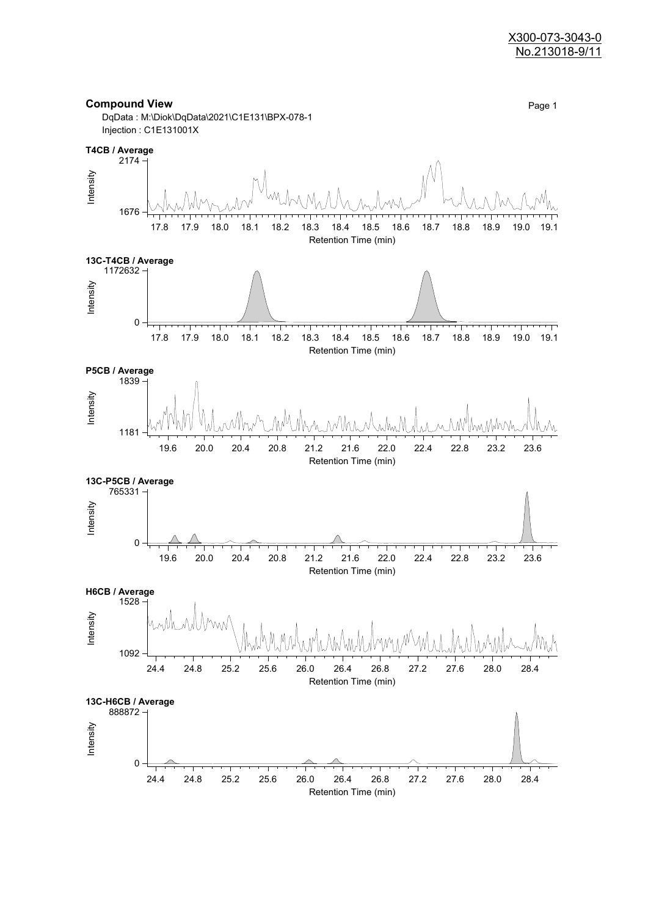X300-073-3043-0
No.213018-9/11

## Compound View

DqData : M:\Diok\DqData\2021\C1E131\BPX-078-1
Injection : C1E131001X

**T4CB / Average**

Intensity: 1676 – 2174
Retention Time (min): 17.8 17.9 18.0 18.1 18.2 18.3 18.4 18.5 18.6 18.7 18.8 18.9 19.0 19.1

**13C-T4CB / Average**

Intensity: 0 – 1172632
Retention Time (min): 17.8 17.9 18.0 18.1 18.2 18.3 18.4 18.5 18.6 18.7 18.8 18.9 19.0 19.1

**P5CB / Average**

Intensity: 1181 – 1839
Retention Time (min): 19.6 20.0 20.4 20.8 21.2 21.6 22.0 22.4 22.8 23.2 23.6

**13C-P5CB / Average**

Intensity: 0 – 765331
Retention Time (min): 19.6 20.0 20.4 20.8 21.2 21.6 22.0 22.4 22.8 23.2 23.6

**H6CB / Average**

Intensity: 1092 – 1528
Retention Time (min): 24.4 24.8 25.2 25.6 26.0 26.4 26.8 27.2 27.6 28.0 28.4

**13C-H6CB / Average**

Intensity: 0 – 888872
Retention Time (min): 24.4 24.8 25.2 25.6 26.0 26.4 26.8 27.2 27.6 28.0 28.4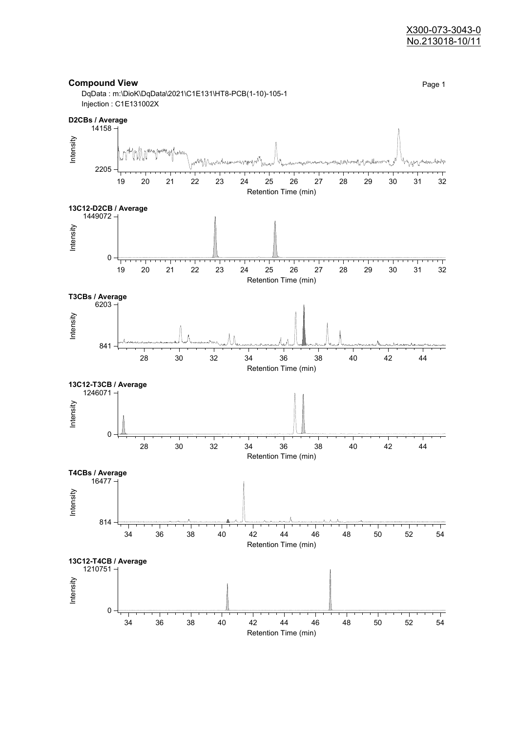X300-073-3043-0
No.213018-10/11

## Compound View

DqData : m:\DioK\DqData\2021\C1E131\HT8-PCB(1-10)-105-1
Injection : C1E131002X

**D2CBs / Average**

Intensity: 2205 – 14158
Retention Time (min): 19 20 21 22 23 24 25 26 27 28 29 30 31 32

**13C12-D2CB / Average**

Intensity: 0 – 1449072
Retention Time (min): 19 20 21 22 23 24 25 26 27 28 29 30 31 32

**T3CBs / Average**

Intensity: 841 – 6203
Retention Time (min): 28 30 32 34 36 38 40 42 44

**13C12-T3CB / Average**

Intensity: 0 – 1246071
Retention Time (min): 28 30 32 34 36 38 40 42 44

**T4CBs / Average**

Intensity: 814 – 16477
Retention Time (min): 34 36 38 40 42 44 46 48 50 52 54

**13C12-T4CB / Average**

Intensity: 0 – 1210751
Retention Time (min): 34 36 38 40 42 44 46 48 50 52 54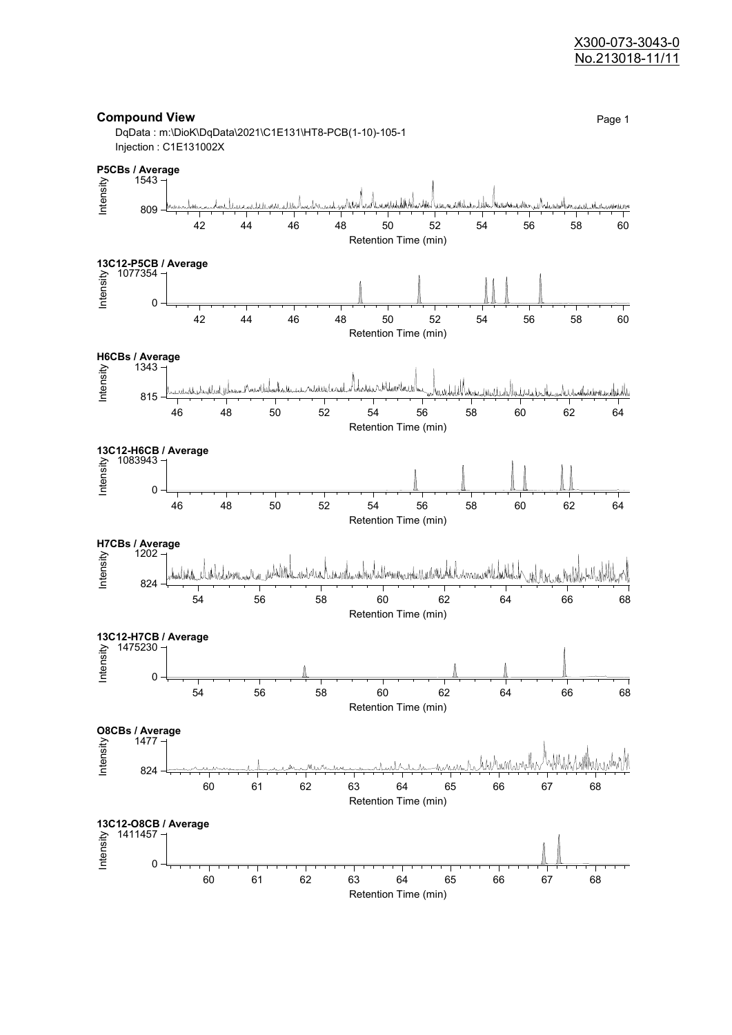X300-073-3043-0
No.213018-11/11

## Compound View

DqData : m:\DioK\DqData\2021\C1E131\HT8-PCB(1-10)-105-1
Injection : C1E131002X

**P5CBs / Average**

Intensity
1543
809
42 44 46 48 50 52 54 56 58 60
Retention Time (min)

**13C12-P5CB / Average**

Intensity
1077354
0
42 44 46 48 50 52 54 56 58 60
Retention Time (min)

**H6CBs / Average**

Intensity
1343
815
46 48 50 52 54 56 58 60 62 64
Retention Time (min)

**13C12-H6CB / Average**

Intensity
1083943
0
46 48 50 52 54 56 58 60 62 64
Retention Time (min)

**H7CBs / Average**

Intensity
1202
824
54 56 58 60 62 64 66 68
Retention Time (min)

**13C12-H7CB / Average**

Intensity
1475230
0
54 56 58 60 62 64 66 68
Retention Time (min)

**O8CBs / Average**

Intensity
1477
824
60 61 62 63 64 65 66 67 68
Retention Time (min)

**13C12-O8CB / Average**

Intensity
1411457
0
60 61 62 63 64 65 66 67 68
Retention Time (min)